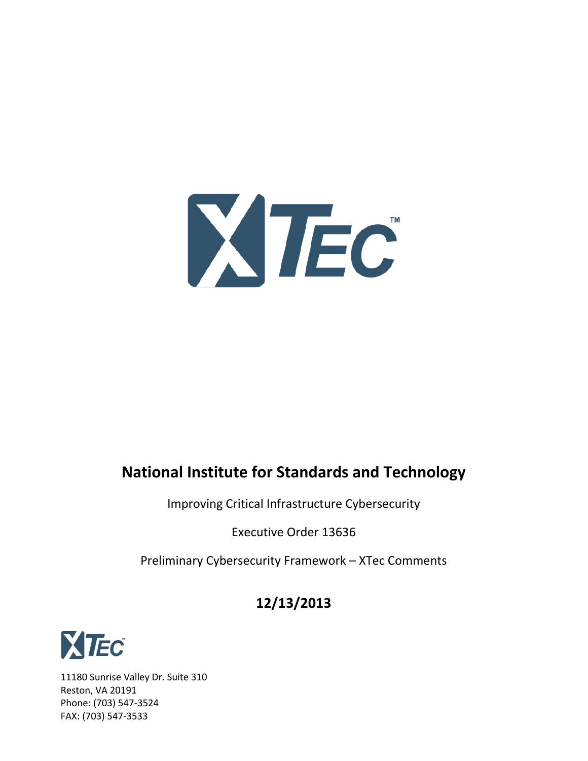# National Institute for Standards and Technology

Improving Critical Infrastructure Cybersecurity

Executive Order 13636

Preliminary Cybersecurity Framework – XTec Comments

## 12/13/2013

11180 Sunrise Valley Dr. Suite 310
Reston, VA 20191
Phone: (703) 547-3524
FAX: (703) 547-3533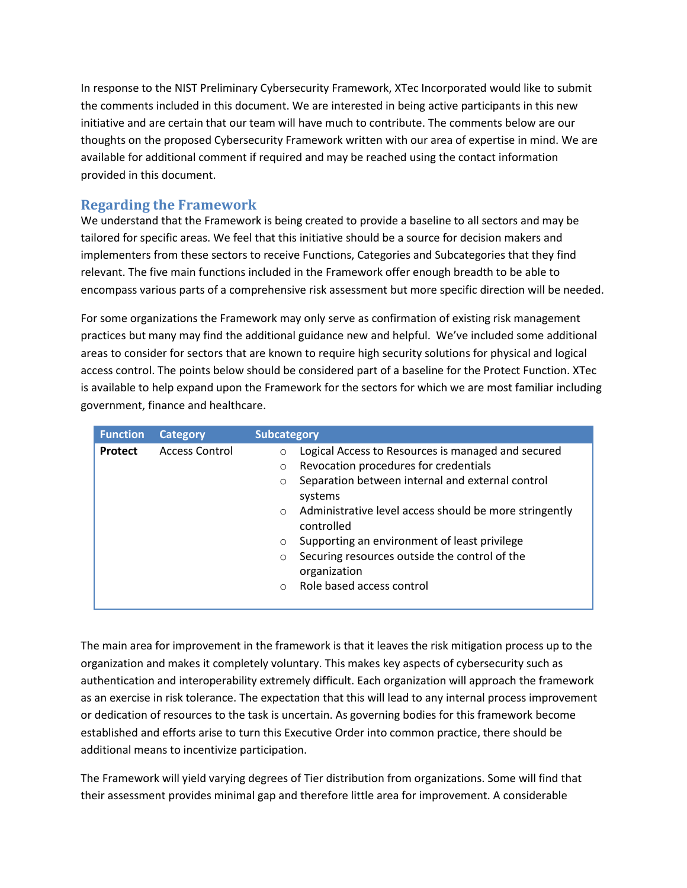In response to the NIST Preliminary Cybersecurity Framework, XTec Incorporated would like to submit the comments included in this document. We are interested in being active participants in this new initiative and are certain that our team will have much to contribute. The comments below are our thoughts on the proposed Cybersecurity Framework written with our area of expertise in mind. We are available for additional comment if required and may be reached using the contact information provided in this document.

## Regarding the Framework

We understand that the Framework is being created to provide a baseline to all sectors and may be tailored for specific areas. We feel that this initiative should be a source for decision makers and implementers from these sectors to receive Functions, Categories and Subcategories that they find relevant. The five main functions included in the Framework offer enough breadth to be able to encompass various parts of a comprehensive risk assessment but more specific direction will be needed.

For some organizations the Framework may only serve as confirmation of existing risk management practices but many may find the additional guidance new and helpful. We've included some additional areas to consider for sectors that are known to require high security solutions for physical and logical access control. The points below should be considered part of a baseline for the Protect Function. XTec is available to help expand upon the Framework for the sectors for which we are most familiar including government, finance and healthcare.

| Function | Category | Subcategory |
|---|---|---|
| **Protect** | Access Control | ○ Logical Access to Resources is managed and secured<br>○ Revocation procedures for credentials<br>○ Separation between internal and external control systems<br>○ Administrative level access should be more stringently controlled<br>○ Supporting an environment of least privilege<br>○ Securing resources outside the control of the organization<br>○ Role based access control |

The main area for improvement in the framework is that it leaves the risk mitigation process up to the organization and makes it completely voluntary. This makes key aspects of cybersecurity such as authentication and interoperability extremely difficult. Each organization will approach the framework as an exercise in risk tolerance. The expectation that this will lead to any internal process improvement or dedication of resources to the task is uncertain. As governing bodies for this framework become established and efforts arise to turn this Executive Order into common practice, there should be additional means to incentivize participation.

The Framework will yield varying degrees of Tier distribution from organizations. Some will find that their assessment provides minimal gap and therefore little area for improvement. A considerable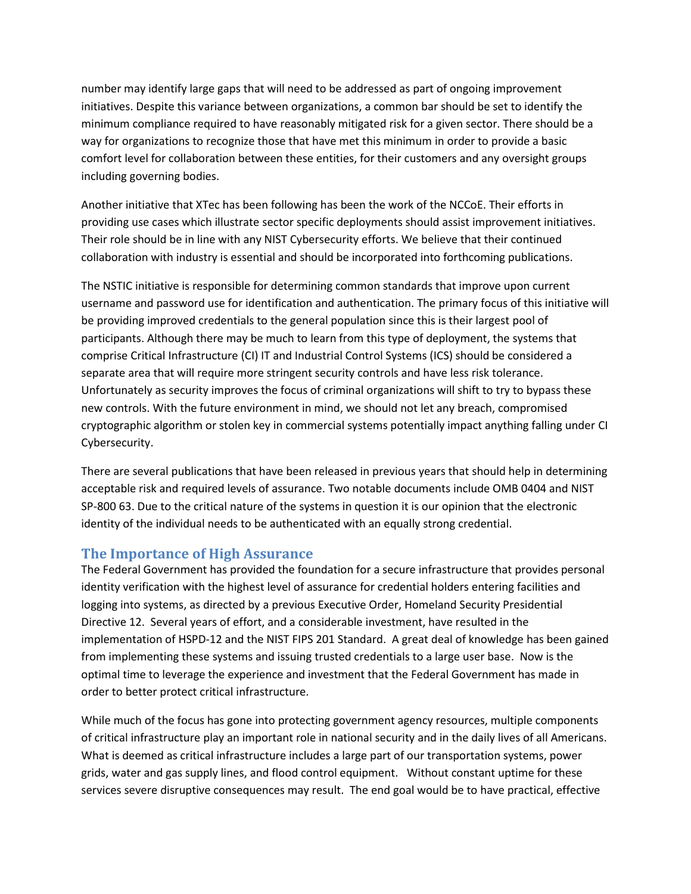number may identify large gaps that will need to be addressed as part of ongoing improvement initiatives. Despite this variance between organizations, a common bar should be set to identify the minimum compliance required to have reasonably mitigated risk for a given sector. There should be a way for organizations to recognize those that have met this minimum in order to provide a basic comfort level for collaboration between these entities, for their customers and any oversight groups including governing bodies.

Another initiative that XTec has been following has been the work of the NCCoE. Their efforts in providing use cases which illustrate sector specific deployments should assist improvement initiatives. Their role should be in line with any NIST Cybersecurity efforts. We believe that their continued collaboration with industry is essential and should be incorporated into forthcoming publications.

The NSTIC initiative is responsible for determining common standards that improve upon current username and password use for identification and authentication. The primary focus of this initiative will be providing improved credentials to the general population since this is their largest pool of participants. Although there may be much to learn from this type of deployment, the systems that comprise Critical Infrastructure (CI) IT and Industrial Control Systems (ICS) should be considered a separate area that will require more stringent security controls and have less risk tolerance. Unfortunately as security improves the focus of criminal organizations will shift to try to bypass these new controls. With the future environment in mind, we should not let any breach, compromised cryptographic algorithm or stolen key in commercial systems potentially impact anything falling under CI Cybersecurity.

There are several publications that have been released in previous years that should help in determining acceptable risk and required levels of assurance. Two notable documents include OMB 0404 and NIST SP-800 63. Due to the critical nature of the systems in question it is our opinion that the electronic identity of the individual needs to be authenticated with an equally strong credential.

## The Importance of High Assurance

The Federal Government has provided the foundation for a secure infrastructure that provides personal identity verification with the highest level of assurance for credential holders entering facilities and logging into systems, as directed by a previous Executive Order, Homeland Security Presidential Directive 12. Several years of effort, and a considerable investment, have resulted in the implementation of HSPD-12 and the NIST FIPS 201 Standard. A great deal of knowledge has been gained from implementing these systems and issuing trusted credentials to a large user base. Now is the optimal time to leverage the experience and investment that the Federal Government has made in order to better protect critical infrastructure.

While much of the focus has gone into protecting government agency resources, multiple components of critical infrastructure play an important role in national security and in the daily lives of all Americans. What is deemed as critical infrastructure includes a large part of our transportation systems, power grids, water and gas supply lines, and flood control equipment. Without constant uptime for these services severe disruptive consequences may result. The end goal would be to have practical, effective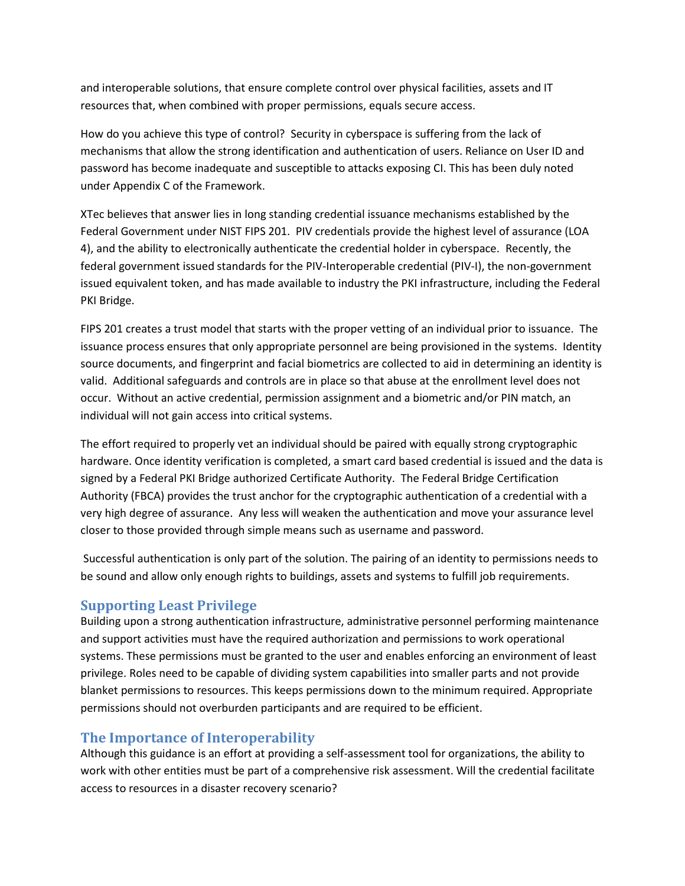and interoperable solutions, that ensure complete control over physical facilities, assets and IT resources that, when combined with proper permissions, equals secure access.

How do you achieve this type of control? Security in cyberspace is suffering from the lack of mechanisms that allow the strong identification and authentication of users. Reliance on User ID and password has become inadequate and susceptible to attacks exposing CI. This has been duly noted under Appendix C of the Framework.

XTec believes that answer lies in long standing credential issuance mechanisms established by the Federal Government under NIST FIPS 201. PIV credentials provide the highest level of assurance (LOA 4), and the ability to electronically authenticate the credential holder in cyberspace. Recently, the federal government issued standards for the PIV-Interoperable credential (PIV-I), the non-government issued equivalent token, and has made available to industry the PKI infrastructure, including the Federal PKI Bridge.

FIPS 201 creates a trust model that starts with the proper vetting of an individual prior to issuance. The issuance process ensures that only appropriate personnel are being provisioned in the systems. Identity source documents, and fingerprint and facial biometrics are collected to aid in determining an identity is valid. Additional safeguards and controls are in place so that abuse at the enrollment level does not occur. Without an active credential, permission assignment and a biometric and/or PIN match, an individual will not gain access into critical systems.

The effort required to properly vet an individual should be paired with equally strong cryptographic hardware. Once identity verification is completed, a smart card based credential is issued and the data is signed by a Federal PKI Bridge authorized Certificate Authority. The Federal Bridge Certification Authority (FBCA) provides the trust anchor for the cryptographic authentication of a credential with a very high degree of assurance. Any less will weaken the authentication and move your assurance level closer to those provided through simple means such as username and password.

Successful authentication is only part of the solution. The pairing of an identity to permissions needs to be sound and allow only enough rights to buildings, assets and systems to fulfill job requirements.

## Supporting Least Privilege

Building upon a strong authentication infrastructure, administrative personnel performing maintenance and support activities must have the required authorization and permissions to work operational systems. These permissions must be granted to the user and enables enforcing an environment of least privilege. Roles need to be capable of dividing system capabilities into smaller parts and not provide blanket permissions to resources. This keeps permissions down to the minimum required. Appropriate permissions should not overburden participants and are required to be efficient.

## The Importance of Interoperability

Although this guidance is an effort at providing a self-assessment tool for organizations, the ability to work with other entities must be part of a comprehensive risk assessment. Will the credential facilitate access to resources in a disaster recovery scenario?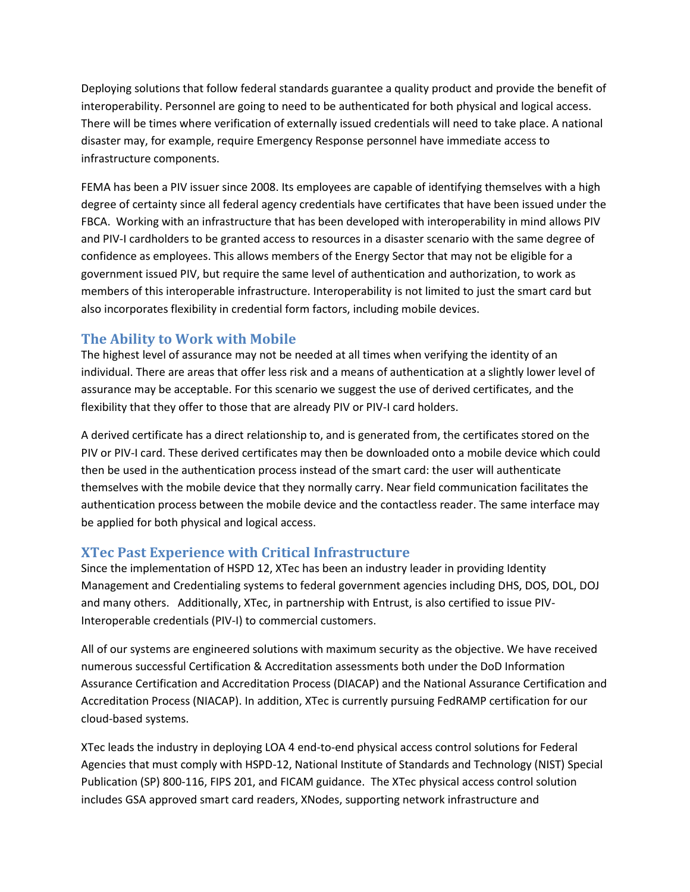Deploying solutions that follow federal standards guarantee a quality product and provide the benefit of interoperability. Personnel are going to need to be authenticated for both physical and logical access. There will be times where verification of externally issued credentials will need to take place. A national disaster may, for example, require Emergency Response personnel have immediate access to infrastructure components.

FEMA has been a PIV issuer since 2008. Its employees are capable of identifying themselves with a high degree of certainty since all federal agency credentials have certificates that have been issued under the FBCA. Working with an infrastructure that has been developed with interoperability in mind allows PIV and PIV-I cardholders to be granted access to resources in a disaster scenario with the same degree of confidence as employees. This allows members of the Energy Sector that may not be eligible for a government issued PIV, but require the same level of authentication and authorization, to work as members of this interoperable infrastructure. Interoperability is not limited to just the smart card but also incorporates flexibility in credential form factors, including mobile devices.

## The Ability to Work with Mobile

The highest level of assurance may not be needed at all times when verifying the identity of an individual. There are areas that offer less risk and a means of authentication at a slightly lower level of assurance may be acceptable. For this scenario we suggest the use of derived certificates, and the flexibility that they offer to those that are already PIV or PIV-I card holders.

A derived certificate has a direct relationship to, and is generated from, the certificates stored on the PIV or PIV-I card. These derived certificates may then be downloaded onto a mobile device which could then be used in the authentication process instead of the smart card: the user will authenticate themselves with the mobile device that they normally carry. Near field communication facilitates the authentication process between the mobile device and the contactless reader. The same interface may be applied for both physical and logical access.

## XTec Past Experience with Critical Infrastructure

Since the implementation of HSPD 12, XTec has been an industry leader in providing Identity Management and Credentialing systems to federal government agencies including DHS, DOS, DOL, DOJ and many others. Additionally, XTec, in partnership with Entrust, is also certified to issue PIV-Interoperable credentials (PIV-I) to commercial customers.

All of our systems are engineered solutions with maximum security as the objective. We have received numerous successful Certification & Accreditation assessments both under the DoD Information Assurance Certification and Accreditation Process (DIACAP) and the National Assurance Certification and Accreditation Process (NIACAP). In addition, XTec is currently pursuing FedRAMP certification for our cloud-based systems.

XTec leads the industry in deploying LOA 4 end-to-end physical access control solutions for Federal Agencies that must comply with HSPD-12, National Institute of Standards and Technology (NIST) Special Publication (SP) 800-116, FIPS 201, and FICAM guidance. The XTec physical access control solution includes GSA approved smart card readers, XNodes, supporting network infrastructure and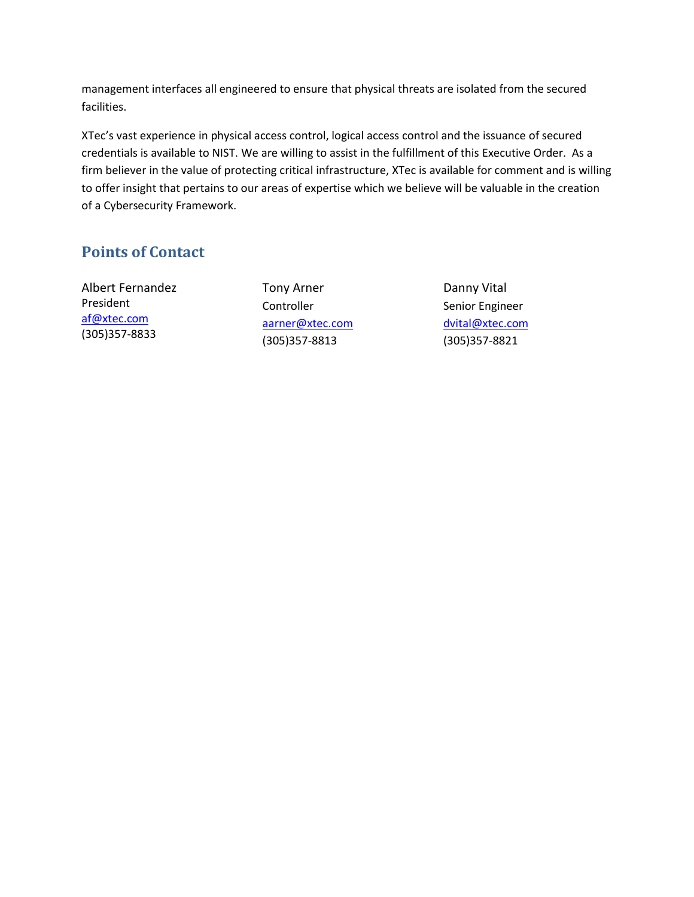management interfaces all engineered to ensure that physical threats are isolated from the secured facilities.

XTec's vast experience in physical access control, logical access control and the issuance of secured credentials is available to NIST. We are willing to assist in the fulfillment of this Executive Order. As a firm believer in the value of protecting critical infrastructure, XTec is available for comment and is willing to offer insight that pertains to our areas of expertise which we believe will be valuable in the creation of a Cybersecurity Framework.

## Points of Contact

Albert Fernandez
President
af@xtec.com
(305)357-8833

Tony Arner
Controller
aarner@xtec.com
(305)357-8813

Danny Vital
Senior Engineer
dvital@xtec.com
(305)357-8821